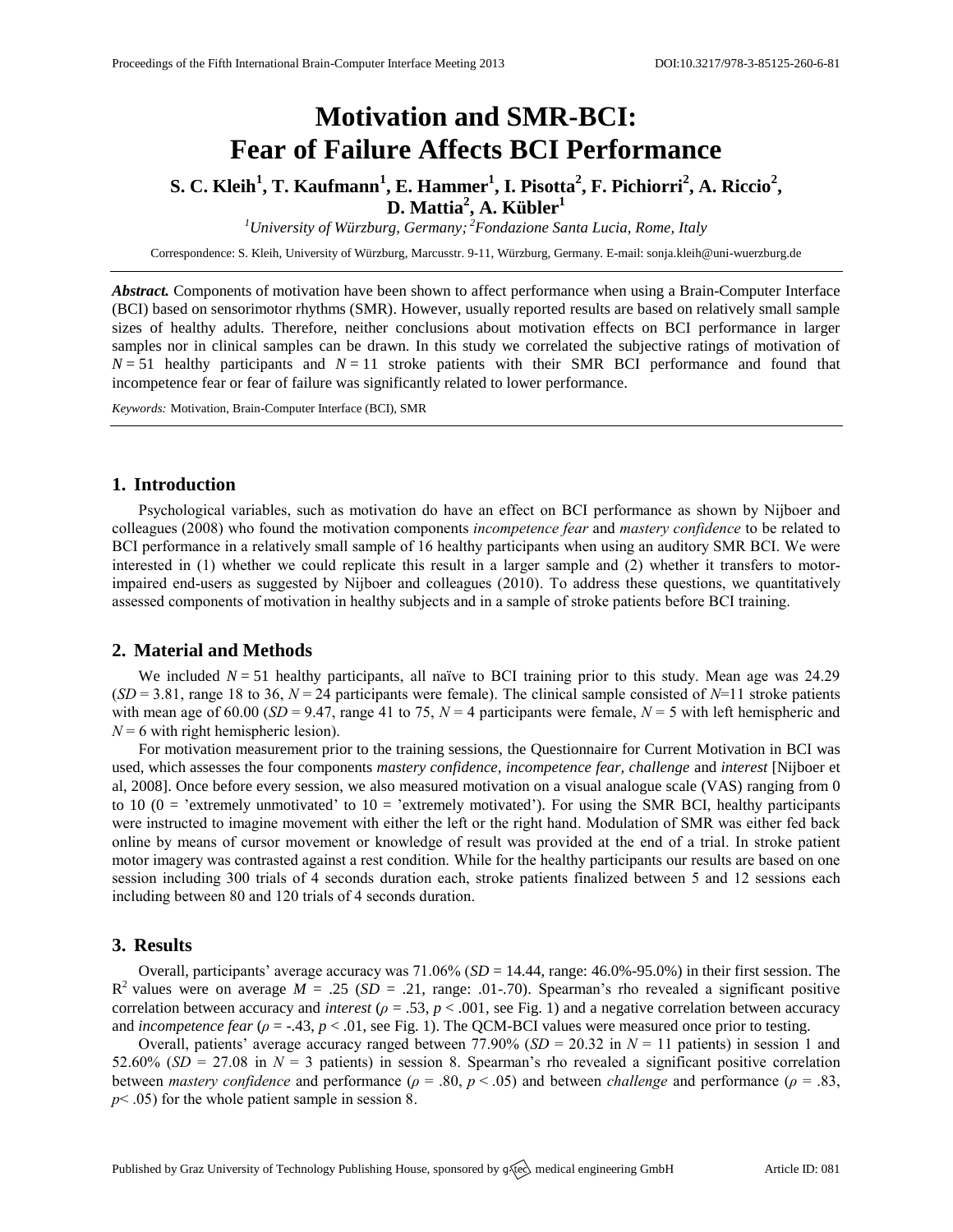# Motivation and SMR-BCI: Fear of Failure Affects BCI Performance

**S. C. Kleih[1], T. Kaufmann[1], E. Hammer[1], I. Pisotta[2], F. Pichiorri[2], A. Riccio[2], D. Mattia[2], A. Kübler[1]**

*[1]University of Würzburg, Germany; [2]Fondazione Santa Lucia, Rome, Italy*

Correspondence: S. Kleih, University of Würzburg, Marcusstr. 9-11, Würzburg, Germany. E-mail: sonja.kleih@uni-wuerzburg.de

***Abstract.*** Components of motivation have been shown to affect performance when using a Brain-Computer Interface (BCI) based on sensorimotor rhythms (SMR). However, usually reported results are based on relatively small sample sizes of healthy adults. Therefore, neither conclusions about motivation effects on BCI performance in larger samples nor in clinical samples can be drawn. In this study we correlated the subjective ratings of motivation of $N = 51$ healthy participants and $N = 11$ stroke patients with their SMR BCI performance and found that incompetence fear or fear of failure was significantly related to lower performance.

*Keywords:* Motivation, Brain-Computer Interface (BCI), SMR

## 1. Introduction

Psychological variables, such as motivation do have an effect on BCI performance as shown by Nijboer and colleagues (2008) who found the motivation components *incompetence fear* and *mastery confidence* to be related to BCI performance in a relatively small sample of 16 healthy participants when using an auditory SMR BCI. We were interested in (1) whether we could replicate this result in a larger sample and (2) whether it transfers to motor-impaired end-users as suggested by Nijboer and colleagues (2010). To address these questions, we quantitatively assessed components of motivation in healthy subjects and in a sample of stroke patients before BCI training.

## 2. Material and Methods

We included $N = 51$ healthy participants, all naïve to BCI training prior to this study. Mean age was 24.29 ($SD = 3.81$, range 18 to 36, $N = 24$ participants were female). The clinical sample consisted of $N$=11 stroke patients with mean age of 60.00 ($SD = 9.47$, range 41 to 75, $N = 4$ participants were female, $N = 5$ with left hemispheric and $N = 6$ with right hemispheric lesion).

For motivation measurement prior to the training sessions, the Questionnaire for Current Motivation in BCI was used, which assesses the four components *mastery confidence, incompetence fear, challenge* and *interest* [Nijboer et al, 2008]. Once before every session, we also measured motivation on a visual analogue scale (VAS) ranging from 0 to 10 (0 = 'extremely unmotivated' to 10 = 'extremely motivated'). For using the SMR BCI, healthy participants were instructed to imagine movement with either the left or the right hand. Modulation of SMR was either fed back online by means of cursor movement or knowledge of result was provided at the end of a trial. In stroke patient motor imagery was contrasted against a rest condition. While for the healthy participants our results are based on one session including 300 trials of 4 seconds duration each, stroke patients finalized between 5 and 12 sessions each including between 80 and 120 trials of 4 seconds duration.

## 3. Results

Overall, participants' average accuracy was 71.06% ($SD = 14.44$, range: 46.0%-95.0%) in their first session. The $R^2$ values were on average $M = .25$ ($SD = .21$, range: .01-.70). Spearman's rho revealed a significant positive correlation between accuracy and *interest* ($\rho = .53$, $p < .001$, see Fig. 1) and a negative correlation between accuracy and *incompetence fear* ($\rho = -.43$, $p < .01$, see Fig. 1). The QCM-BCI values were measured once prior to testing.

Overall, patients' average accuracy ranged between 77.90% ($SD = 20.32$ in $N = 11$ patients) in session 1 and 52.60% ($SD = 27.08$ in $N = 3$ patients) in session 8. Spearman's rho revealed a significant positive correlation between *mastery confidence* and performance ($\rho = .80$, $p < .05$) and between *challenge* and performance ($\rho = .83$, $p < .05$) for the whole patient sample in session 8.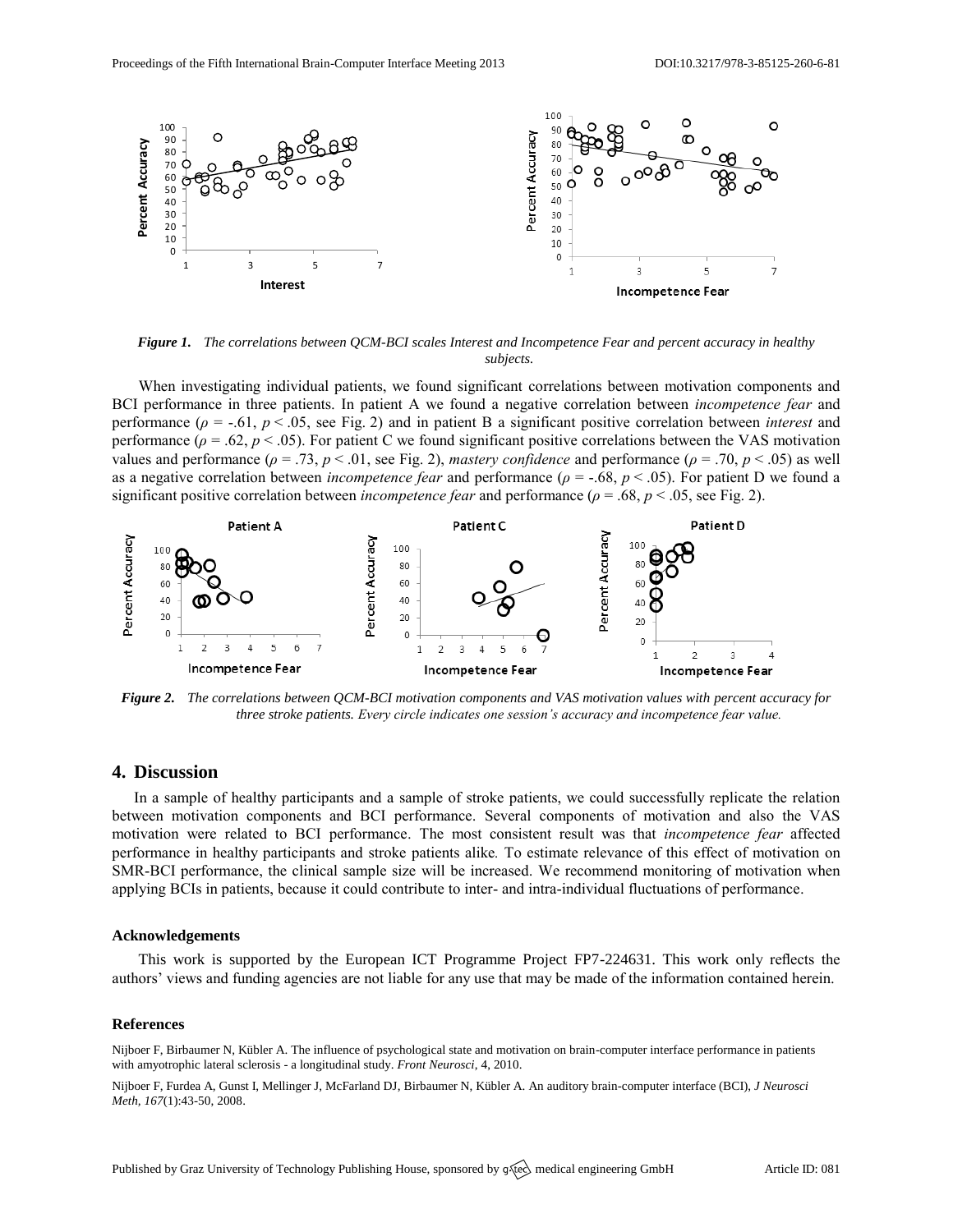Percent Accuracy

100
90
80
70
60
50
40
30
20
10
0

1 3 5 7

Interest

Percent Accuracy

100
90
80
70
60
50
40
30
20
10
0

1 3 5 7

Incompetence Fear

*Figure 1.* *The correlations between QCM-BCI scales Interest and Incompetence Fear and percent accuracy in healthy subjects.*

When investigating individual patients, we found significant correlations between motivation components and BCI performance in three patients. In patient A we found a negative correlation between *incompetence fear* and performance ($\rho$ = -.61, $p$ < .05, see Fig. 2) and in patient B a significant positive correlation between *interest* and performance ($\rho$ = .62, $p$ < .05). For patient C we found significant positive correlations between the VAS motivation values and performance ($\rho$ = .73, $p$ < .01, see Fig. 2), *mastery confidence* and performance ($\rho$ = .70, $p$ < .05) as well as a negative correlation between *incompetence fear* and performance ($\rho$ = -.68, $p$ < .05). For patient D we found a significant positive correlation between *incompetence fear* and performance ($\rho$ = .68, $p$ < .05, see Fig. 2).

Patient A

Percent Accuracy

100
80
60
40
20
0

1 2 3 4 5 6 7

Incompetence Fear

Patient C

Percent Accuracy

100
80
60
40
20
0

1 2 3 4 5 6 7

Incompetence Fear

Patient D

Percent Accuracy

100
80
60
40
20
0

1 2 3 4

Incompetence Fear

*Figure 2.* *The correlations between QCM-BCI motivation components and VAS motivation values with percent accuracy for three stroke patients. Every circle indicates one session's accuracy and incompetence fear value.*

## 4. Discussion

In a sample of healthy participants and a sample of stroke patients, we could successfully replicate the relation between motivation components and BCI performance. Several components of motivation and also the VAS motivation were related to BCI performance. The most consistent result was that *incompetence fear* affected performance in healthy participants and stroke patients alike. To estimate relevance of this effect of motivation on SMR-BCI performance, the clinical sample size will be increased. We recommend monitoring of motivation when applying BCIs in patients, because it could contribute to inter- and intra-individual fluctuations of performance.

#### Acknowledgements

This work is supported by the European ICT Programme Project FP7-224631. This work only reflects the authors' views and funding agencies are not liable for any use that may be made of the information contained herein.

#### References

Nijboer F, Birbaumer N, Kübler A. The influence of psychological state and motivation on brain-computer interface performance in patients with amyotrophic lateral sclerosis - a longitudinal study. *Front Neurosci*, 4, 2010.

Nijboer F, Furdea A, Gunst I, Mellinger J, McFarland DJ, Birbaumer N, Kübler A. An auditory brain-computer interface (BCI), *J Neurosci Meth, 167*(1):43-50, 2008.